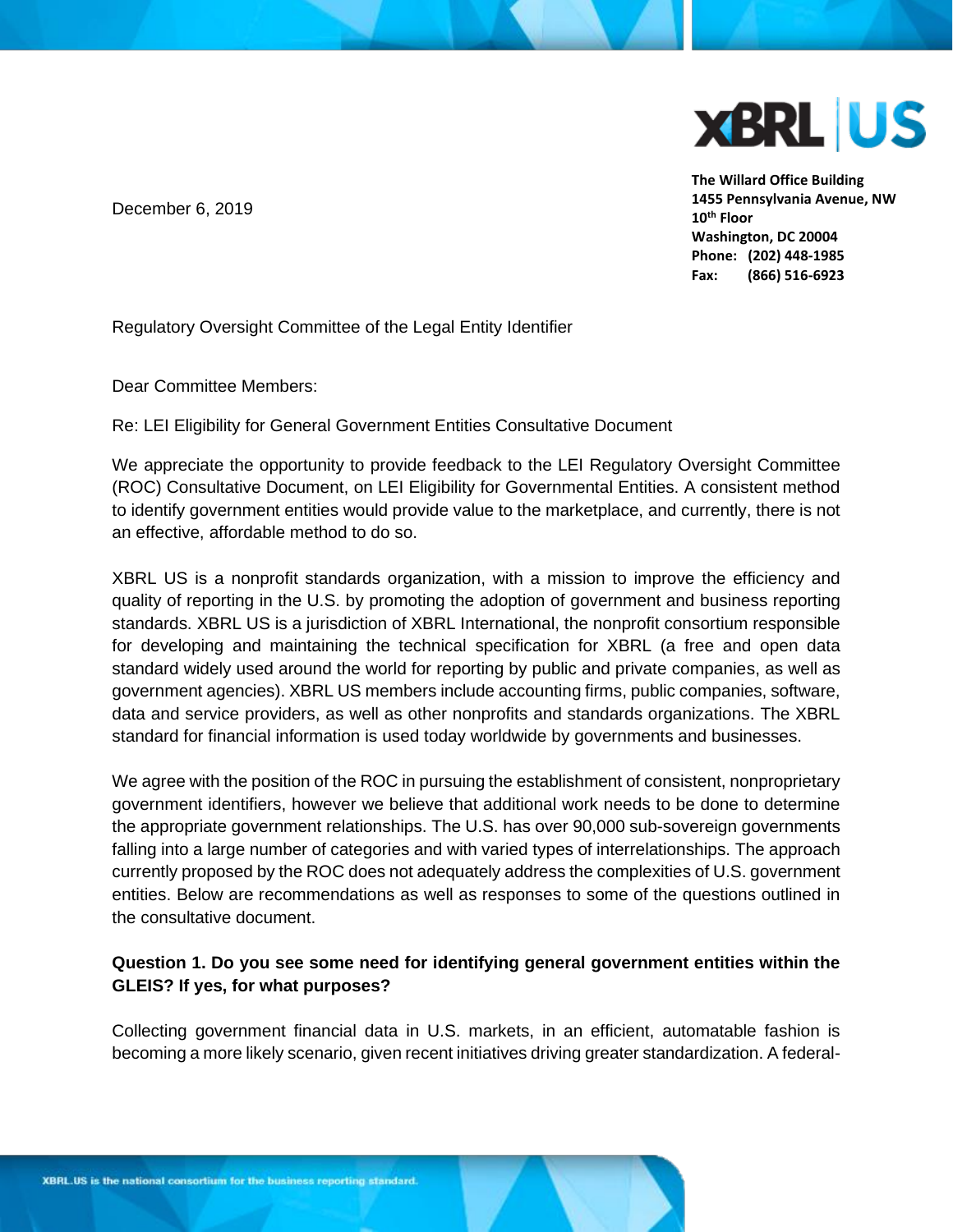XBRL US

**The Willard Office Building**
**1455 Pennsylvania Avenue, NW**
**10th Floor**
**Washington, DC 20004**
**Phone: (202) 448-1985**
**Fax: (866) 516-6923**

December 6, 2019

Regulatory Oversight Committee of the Legal Entity Identifier

Dear Committee Members:

Re: LEI Eligibility for General Government Entities Consultative Document

We appreciate the opportunity to provide feedback to the LEI Regulatory Oversight Committee (ROC) Consultative Document, on LEI Eligibility for Governmental Entities. A consistent method to identify government entities would provide value to the marketplace, and currently, there is not an effective, affordable method to do so.

XBRL US is a nonprofit standards organization, with a mission to improve the efficiency and quality of reporting in the U.S. by promoting the adoption of government and business reporting standards. XBRL US is a jurisdiction of XBRL International, the nonprofit consortium responsible for developing and maintaining the technical specification for XBRL (a free and open data standard widely used around the world for reporting by public and private companies, as well as government agencies). XBRL US members include accounting firms, public companies, software, data and service providers, as well as other nonprofits and standards organizations. The XBRL standard for financial information is used today worldwide by governments and businesses.

We agree with the position of the ROC in pursuing the establishment of consistent, nonproprietary government identifiers, however we believe that additional work needs to be done to determine the appropriate government relationships. The U.S. has over 90,000 sub-sovereign governments falling into a large number of categories and with varied types of interrelationships. The approach currently proposed by the ROC does not adequately address the complexities of U.S. government entities. Below are recommendations as well as responses to some of the questions outlined in the consultative document.

**Question 1. Do you see some need for identifying general government entities within the GLEIS? If yes, for what purposes?**

Collecting government financial data in U.S. markets, in an efficient, automatable fashion is becoming a more likely scenario, given recent initiatives driving greater standardization. A federal-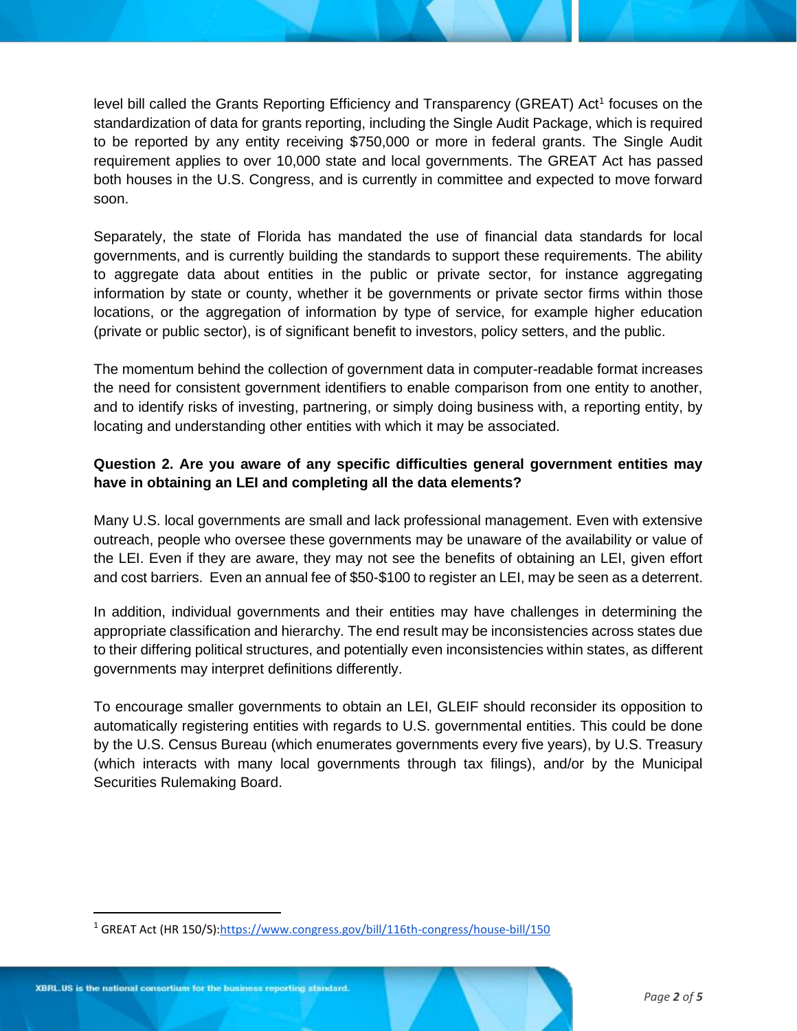level bill called the Grants Reporting Efficiency and Transparency (GREAT) Act[1] focuses on the standardization of data for grants reporting, including the Single Audit Package, which is required to be reported by any entity receiving $750,000 or more in federal grants. The Single Audit requirement applies to over 10,000 state and local governments. The GREAT Act has passed both houses in the U.S. Congress, and is currently in committee and expected to move forward soon.

Separately, the state of Florida has mandated the use of financial data standards for local governments, and is currently building the standards to support these requirements. The ability to aggregate data about entities in the public or private sector, for instance aggregating information by state or county, whether it be governments or private sector firms within those locations, or the aggregation of information by type of service, for example higher education (private or public sector), is of significant benefit to investors, policy setters, and the public.

The momentum behind the collection of government data in computer-readable format increases the need for consistent government identifiers to enable comparison from one entity to another, and to identify risks of investing, partnering, or simply doing business with, a reporting entity, by locating and understanding other entities with which it may be associated.

**Question 2. Are you aware of any specific difficulties general government entities may have in obtaining an LEI and completing all the data elements?**

Many U.S. local governments are small and lack professional management. Even with extensive outreach, people who oversee these governments may be unaware of the availability or value of the LEI. Even if they are aware, they may not see the benefits of obtaining an LEI, given effort and cost barriers. Even an annual fee of $50-$100 to register an LEI, may be seen as a deterrent.

In addition, individual governments and their entities may have challenges in determining the appropriate classification and hierarchy. The end result may be inconsistencies across states due to their differing political structures, and potentially even inconsistencies within states, as different governments may interpret definitions differently.

To encourage smaller governments to obtain an LEI, GLEIF should reconsider its opposition to automatically registering entities with regards to U.S. governmental entities. This could be done by the U.S. Census Bureau (which enumerates governments every five years), by U.S. Treasury (which interacts with many local governments through tax filings), and/or by the Municipal Securities Rulemaking Board.

---

[1] GREAT Act (HR 150/S):https://www.congress.gov/bill/116th-congress/house-bill/150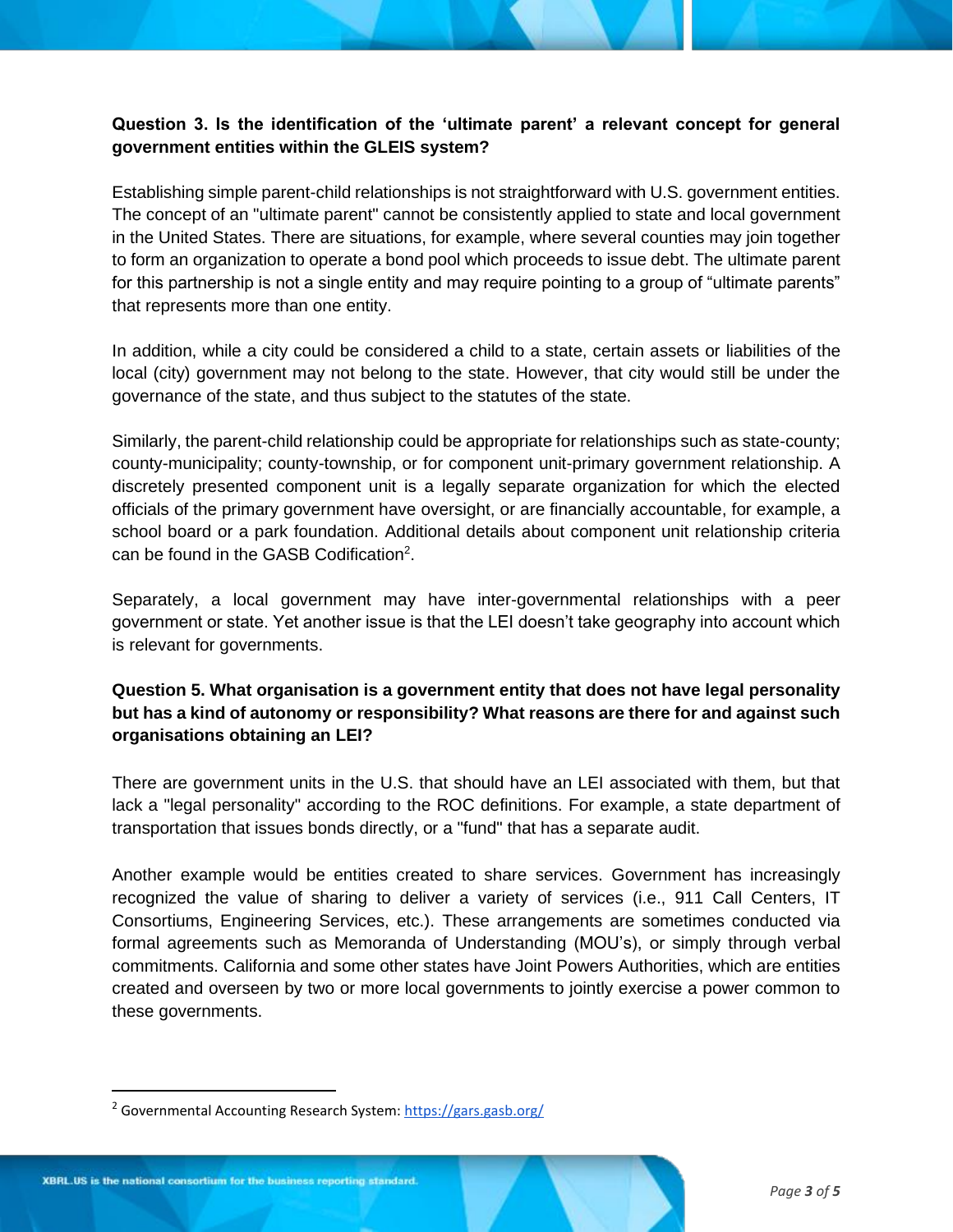**Question 3. Is the identification of the 'ultimate parent' a relevant concept for general government entities within the GLEIS system?**

Establishing simple parent-child relationships is not straightforward with U.S. government entities. The concept of an "ultimate parent" cannot be consistently applied to state and local government in the United States. There are situations, for example, where several counties may join together to form an organization to operate a bond pool which proceeds to issue debt. The ultimate parent for this partnership is not a single entity and may require pointing to a group of "ultimate parents" that represents more than one entity.

In addition, while a city could be considered a child to a state, certain assets or liabilities of the local (city) government may not belong to the state. However, that city would still be under the governance of the state, and thus subject to the statutes of the state.

Similarly, the parent-child relationship could be appropriate for relationships such as state-county; county-municipality; county-township, or for component unit-primary government relationship. A discretely presented component unit is a legally separate organization for which the elected officials of the primary government have oversight, or are financially accountable, for example, a school board or a park foundation. Additional details about component unit relationship criteria can be found in the GASB Codification[2].

Separately, a local government may have inter-governmental relationships with a peer government or state. Yet another issue is that the LEI doesn't take geography into account which is relevant for governments.

**Question 5. What organisation is a government entity that does not have legal personality but has a kind of autonomy or responsibility? What reasons are there for and against such organisations obtaining an LEI?**

There are government units in the U.S. that should have an LEI associated with them, but that lack a "legal personality" according to the ROC definitions. For example, a state department of transportation that issues bonds directly, or a "fund" that has a separate audit.

Another example would be entities created to share services. Government has increasingly recognized the value of sharing to deliver a variety of services (i.e., 911 Call Centers, IT Consortiums, Engineering Services, etc.). These arrangements are sometimes conducted via formal agreements such as Memoranda of Understanding (MOU's), or simply through verbal commitments. California and some other states have Joint Powers Authorities, which are entities created and overseen by two or more local governments to jointly exercise a power common to these governments.

[2] Governmental Accounting Research System: https://gars.gasb.org/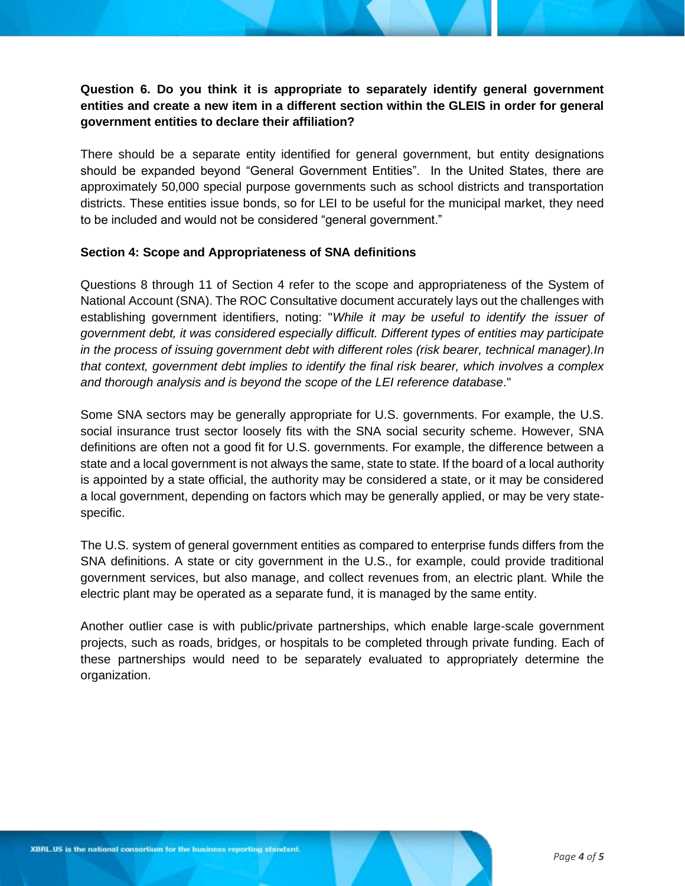**Question 6. Do you think it is appropriate to separately identify general government entities and create a new item in a different section within the GLEIS in order for general government entities to declare their affiliation?**

There should be a separate entity identified for general government, but entity designations should be expanded beyond "General Government Entities". In the United States, there are approximately 50,000 special purpose governments such as school districts and transportation districts. These entities issue bonds, so for LEI to be useful for the municipal market, they need to be included and would not be considered "general government."

**Section 4: Scope and Appropriateness of SNA definitions**

Questions 8 through 11 of Section 4 refer to the scope and appropriateness of the System of National Account (SNA). The ROC Consultative document accurately lays out the challenges with establishing government identifiers, noting: "*While it may be useful to identify the issuer of government debt, it was considered especially difficult. Different types of entities may participate in the process of issuing government debt with different roles (risk bearer, technical manager).In that context, government debt implies to identify the final risk bearer, which involves a complex and thorough analysis and is beyond the scope of the LEI reference database*."

Some SNA sectors may be generally appropriate for U.S. governments. For example, the U.S. social insurance trust sector loosely fits with the SNA social security scheme. However, SNA definitions are often not a good fit for U.S. governments. For example, the difference between a state and a local government is not always the same, state to state. If the board of a local authority is appointed by a state official, the authority may be considered a state, or it may be considered a local government, depending on factors which may be generally applied, or may be very state-specific.

The U.S. system of general government entities as compared to enterprise funds differs from the SNA definitions. A state or city government in the U.S., for example, could provide traditional government services, but also manage, and collect revenues from, an electric plant. While the electric plant may be operated as a separate fund, it is managed by the same entity.

Another outlier case is with public/private partnerships, which enable large-scale government projects, such as roads, bridges, or hospitals to be completed through private funding. Each of these partnerships would need to be separately evaluated to appropriately determine the organization.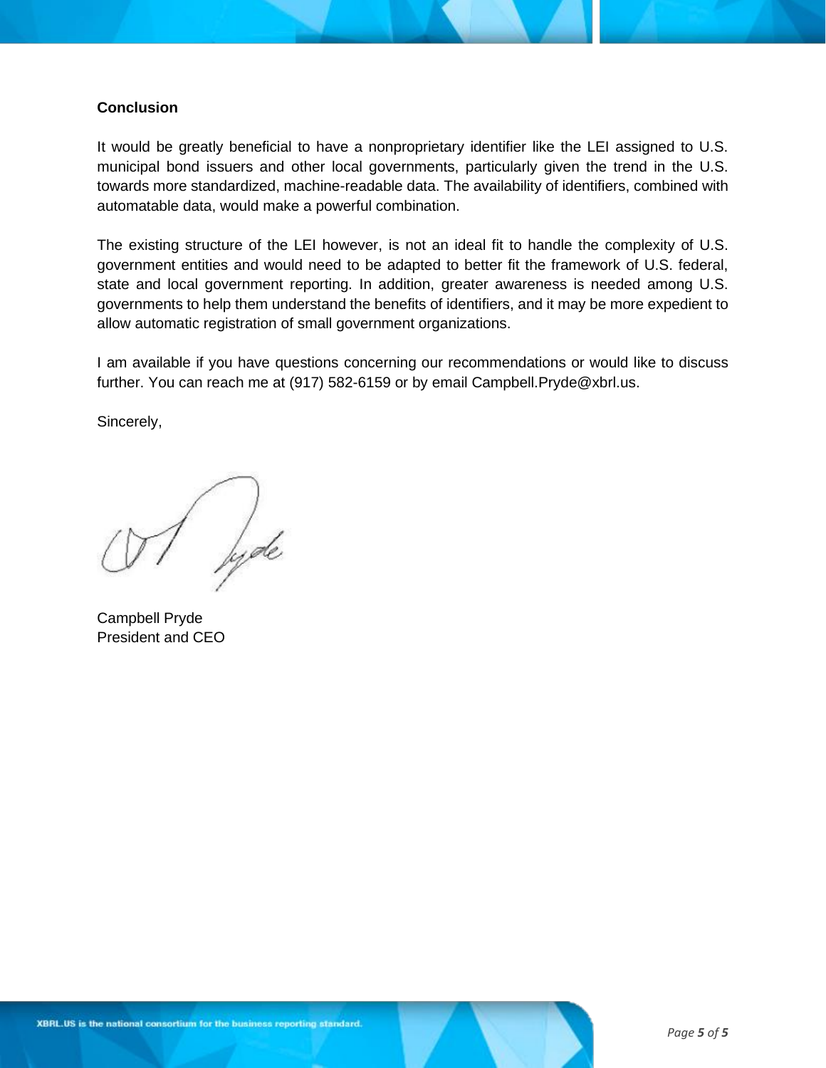**Conclusion**

It would be greatly beneficial to have a nonproprietary identifier like the LEI assigned to U.S. municipal bond issuers and other local governments, particularly given the trend in the U.S. towards more standardized, machine-readable data. The availability of identifiers, combined with automatable data, would make a powerful combination.

The existing structure of the LEI however, is not an ideal fit to handle the complexity of U.S. government entities and would need to be adapted to better fit the framework of U.S. federal, state and local government reporting. In addition, greater awareness is needed among U.S. governments to help them understand the benefits of identifiers, and it may be more expedient to allow automatic registration of small government organizations.

I am available if you have questions concerning our recommendations or would like to discuss further. You can reach me at (917) 582-6159 or by email Campbell.Pryde@xbrl.us.

Sincerely,

Campbell Pryde
President and CEO

XBRL.US is the national consortium for the business reporting standard.